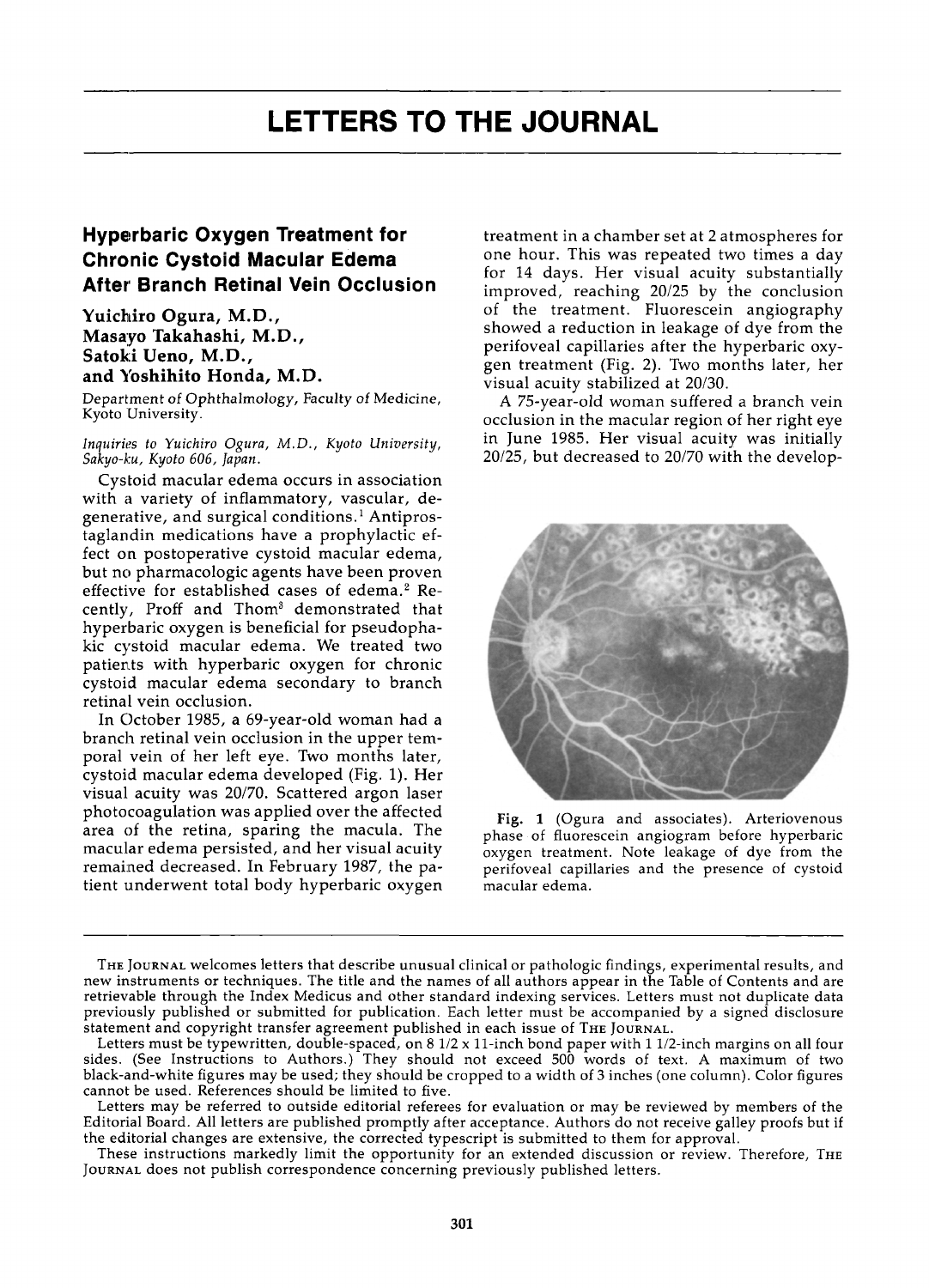# LETTERS TO THE JOURNAL

## Hyperbaric Oxygen Treatment for Chronic Cystoid Macular Edema After Branch Retinal Vein Occlusion

**Yuichiro Ogura, M.D., Masayo Takahashi, M.D., Satoki Ueno, M.D., and Yoshihito Honda, M.D.**

Department of Ophthalmology, Faculty of Medicine, Kyoto University.

*Inquiries to Yuichiro Ogura, M.D., Kyoto University, Sakyo-ku, Kyoto 606, Japan.*

Cystoid macular edema occurs in association with a variety of inflammatory, vascular, degenerative, and surgical conditions.[1] Antiprostaglandin medications have a prophylactic effect on postoperative cystoid macular edema, but no pharmacologic agents have been proven effective for established cases of edema.[2] Recently, Proff and Thom[3] demonstrated that hyperbaric oxygen is beneficial for pseudophakic cystoid macular edema. We treated two patients with hyperbaric oxygen for chronic cystoid macular edema secondary to branch retinal vein occlusion.

In October 1985, a 69-year-old woman had a branch retinal vein occlusion in the upper temporal vein of her left eye. Two months later, cystoid macular edema developed (Fig. 1). Her visual acuity was 20/70. Scattered argon laser photocoagulation was applied over the affected area of the retina, sparing the macula. The macular edema persisted, and her visual acuity remained decreased. In February 1987, the patient underwent total body hyperbaric oxygen treatment in a chamber set at 2 atmospheres for one hour. This was repeated two times a day for 14 days. Her visual acuity substantially improved, reaching 20/25 by the conclusion of the treatment. Fluorescein angiography showed a reduction in leakage of dye from the perifoveal capillaries after the hyperbaric oxygen treatment (Fig. 2). Two months later, her visual acuity stabilized at 20/30.

A 75-year-old woman suffered a branch vein occlusion in the macular region of her right eye in June 1985. Her visual acuity was initially 20/25, but decreased to 20/70 with the develop-

Fig. 1 (Ogura and associates). Arteriovenous phase of fluorescein angiogram before hyperbaric oxygen treatment. Note leakage of dye from the perifoveal capillaries and the presence of cystoid macular edema.

---

THE JOURNAL welcomes letters that describe unusual clinical or pathologic findings, experimental results, and new instruments or techniques. The title and the names of all authors appear in the Table of Contents and are retrievable through the Index Medicus and other standard indexing services. Letters must not duplicate data previously published or submitted for publication. Each letter must be accompanied by a signed disclosure statement and copyright transfer agreement published in each issue of THE JOURNAL.

Letters must be typewritten, double-spaced, on 8 1/2 x 11-inch bond paper with 1 1/2-inch margins on all four sides. (See Instructions to Authors.) They should not exceed 500 words of text. A maximum of two black-and-white figures may be used; they should be cropped to a width of 3 inches (one column). Color figures cannot be used. References should be limited to five.

Letters may be referred to outside editorial referees for evaluation or may be reviewed by members of the Editorial Board. All letters are published promptly after acceptance. Authors do not receive galley proofs but if the editorial changes are extensive, the corrected typescript is submitted to them for approval.

These instructions markedly limit the opportunity for an extended discussion or review. Therefore, THE JOURNAL does not publish correspondence concerning previously published letters.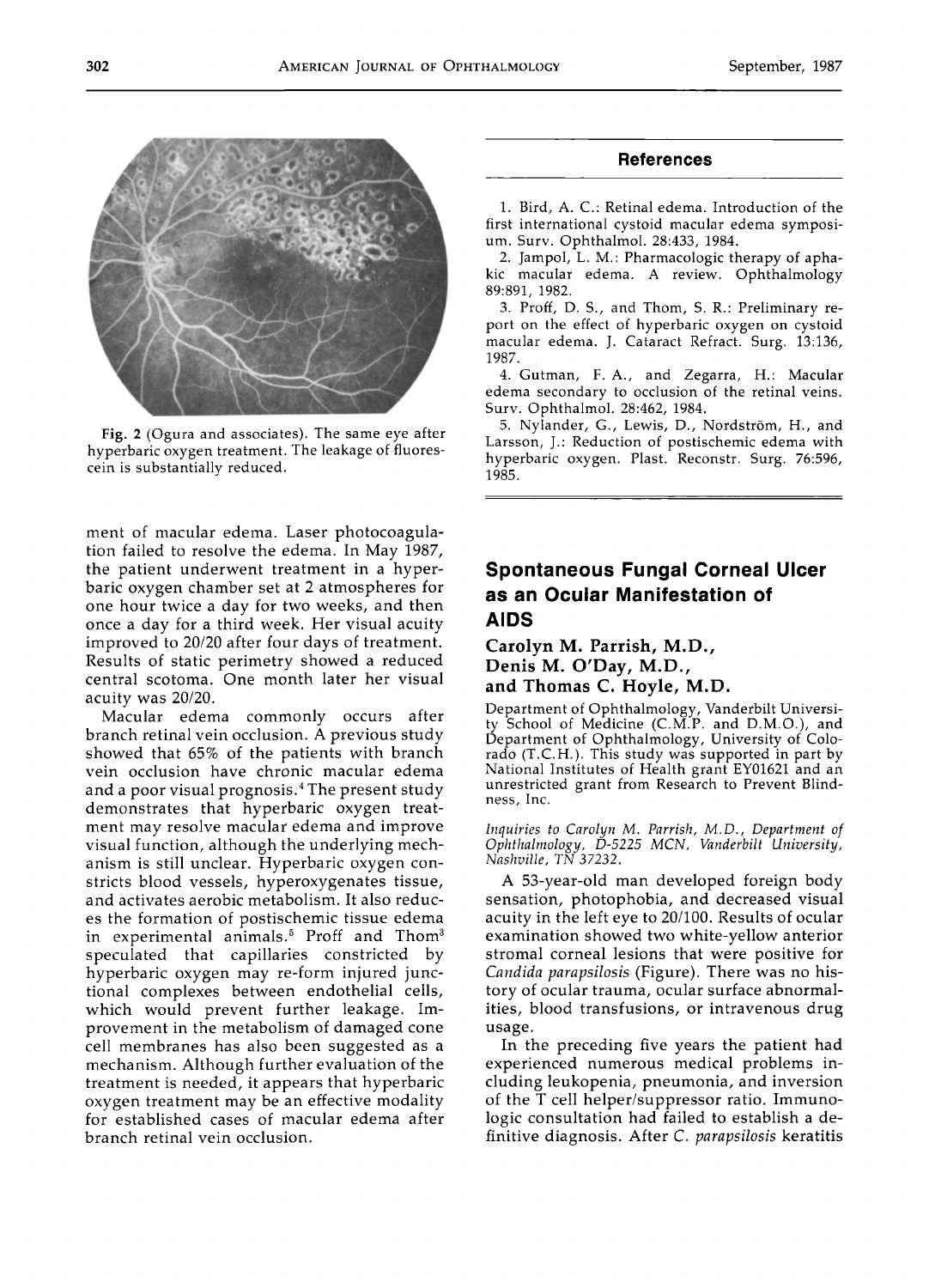Fig. 2 (Ogura and associates). The same eye after hyperbaric oxygen treatment. The leakage of fluorescein is substantially reduced.

ment of macular edema. Laser photocoagulation failed to resolve the edema. In May 1987, the patient underwent treatment in a hyperbaric oxygen chamber set at 2 atmospheres for one hour twice a day for two weeks, and then once a day for a third week. Her visual acuity improved to 20/20 after four days of treatment. Results of static perimetry showed a reduced central scotoma. One month later her visual acuity was 20/20.

Macular edema commonly occurs after branch retinal vein occlusion. A previous study showed that 65% of the patients with branch vein occlusion have chronic macular edema and a poor visual prognosis.[4] The present study demonstrates that hyperbaric oxygen treatment may resolve macular edema and improve visual function, although the underlying mechanism is still unclear. Hyperbaric oxygen constricts blood vessels, hyperoxygenates tissue, and activates aerobic metabolism. It also reduces the formation of postischemic tissue edema in experimental animals.[5] Proff and Thom[3] speculated that capillaries constricted by hyperbaric oxygen may re-form injured junctional complexes between endothelial cells, which would prevent further leakage. Improvement in the metabolism of damaged cone cell membranes has also been suggested as a mechanism. Although further evaluation of the treatment is needed, it appears that hyperbaric oxygen treatment may be an effective modality for established cases of macular edema after branch retinal vein occlusion.

## References

1. Bird, A. C.: Retinal edema. Introduction of the first international cystoid macular edema symposium. Surv. Ophthalmol. 28:433, 1984.
2. Jampol, L. M.: Pharmacologic therapy of aphakic macular edema. A review. Ophthalmology 89:891, 1982.
3. Proff, D. S., and Thom, S. R.: Preliminary report on the effect of hyperbaric oxygen on cystoid macular edema. J. Cataract Refract. Surg. 13:136, 1987.
4. Gutman, F. A., and Zegarra, H.: Macular edema secondary to occlusion of the retinal veins. Surv. Ophthalmol. 28:462, 1984.
5. Nylander, G., Lewis, D., Nordström, H., and Larsson, J.: Reduction of postischemic edema with hyperbaric oxygen. Plast. Reconstr. Surg. 76:596, 1985.

# Spontaneous Fungal Corneal Ulcer as an Ocular Manifestation of AIDS

**Carolyn M. Parrish, M.D., Denis M. O'Day, M.D., and Thomas C. Hoyle, M.D.**

Department of Ophthalmology, Vanderbilt University School of Medicine (C.M.P. and D.M.O.), and Department of Ophthalmology, University of Colorado (T.C.H.). This study was supported in part by National Institutes of Health grant EY01621 and an unrestricted grant from Research to Prevent Blindness, Inc.

*Inquiries to Carolyn M. Parrish, M.D., Department of Ophthalmology, D-5225 MCN, Vanderbilt University, Nashville, TN 37232.*

A 53-year-old man developed foreign body sensation, photophobia, and decreased visual acuity in the left eye to 20/100. Results of ocular examination showed two white-yellow anterior stromal corneal lesions that were positive for *Candida parapsilosis* (Figure). There was no history of ocular trauma, ocular surface abnormalities, blood transfusions, or intravenous drug usage.

In the preceding five years the patient had experienced numerous medical problems including leukopenia, pneumonia, and inversion of the T cell helper/suppressor ratio. Immunologic consultation had failed to establish a definitive diagnosis. After *C. parapsilosis* keratitis